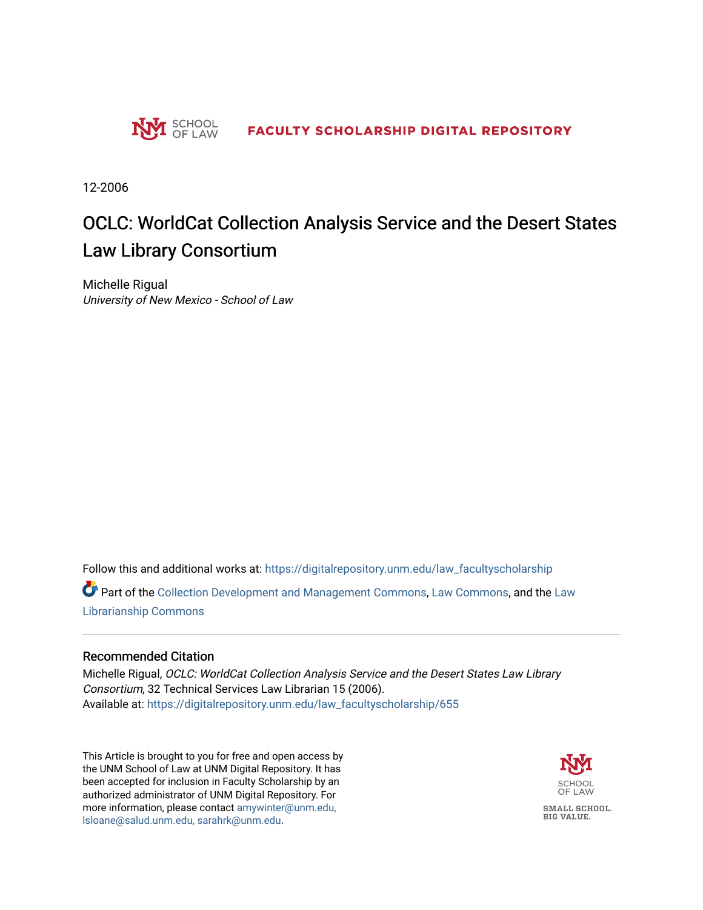SCHOOL OF LAW

FACULTY SCHOLARSHIP DIGITAL REPOSITORY

12-2006

# OCLC: WorldCat Collection Analysis Service and the Desert States Law Library Consortium

Michelle Rigual
*University of New Mexico - School of Law*

Follow this and additional works at: https://digitalrepository.unm.edu/law_facultyscholarship

Part of the Collection Development and Management Commons, Law Commons, and the Law Librarianship Commons

## Recommended Citation

Michelle Rigual, *OCLC: WorldCat Collection Analysis Service and the Desert States Law Library Consortium*, 32 Technical Services Law Librarian 15 (2006).
Available at: https://digitalrepository.unm.edu/law_facultyscholarship/655

This Article is brought to you for free and open access by the UNM School of Law at UNM Digital Repository. It has been accepted for inclusion in Faculty Scholarship by an authorized administrator of UNM Digital Repository. For more information, please contact amywinter@unm.edu, lsloane@salud.unm.edu, sarahrk@unm.edu.

SCHOOL OF LAW

SMALL SCHOOL. BIG VALUE.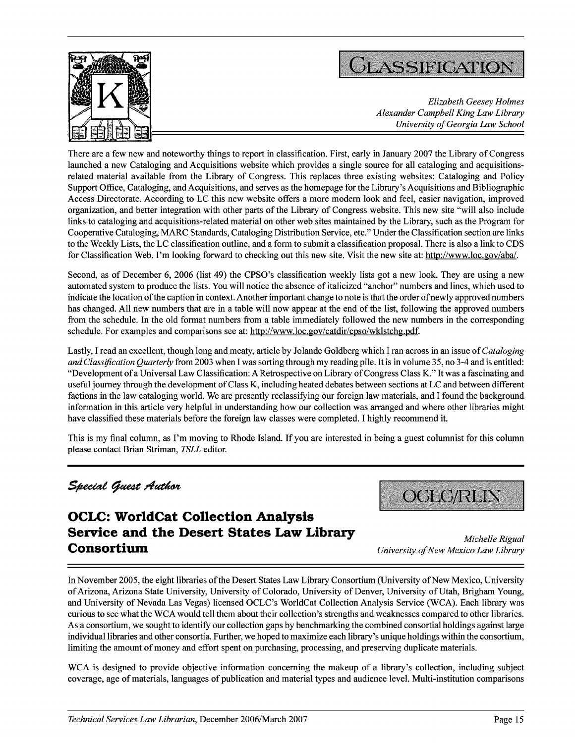# Classification

*Elizabeth Geesey Holmes*
*Alexander Campbell King Law Library*
*University of Georgia Law School*

There are a few new and noteworthy things to report in classification. First, early in January 2007 the Library of Congress launched a new Cataloging and Acquisitions website which provides a single source for all cataloging and acquisitions-related material available from the Library of Congress. This replaces three existing websites: Cataloging and Policy Support Office, Cataloging, and Acquisitions, and serves as the homepage for the Library's Acquisitions and Bibliographic Access Directorate. According to LC this new website offers a more modern look and feel, easier navigation, improved organization, and better integration with other parts of the Library of Congress website. This new site "will also include links to cataloging and acquisitions-related material on other web sites maintained by the Library, such as the Program for Cooperative Cataloging, MARC Standards, Cataloging Distribution Service, etc." Under the Classification section are links to the Weekly Lists, the LC classification outline, and a form to submit a classification proposal. There is also a link to CDS for Classification Web. I'm looking forward to checking out this new site. Visit the new site at: http://www.loc.gov/aba/.

Second, as of December 6, 2006 (list 49) the CPSO's classification weekly lists got a new look. They are using a new automated system to produce the lists. You will notice the absence of italicized "anchor" numbers and lines, which used to indicate the location of the caption in context. Another important change to note is that the order of newly approved numbers has changed. All new numbers that are in a table will now appear at the end of the list, following the approved numbers from the schedule. In the old format numbers from a table immediately followed the new numbers in the corresponding schedule. For examples and comparisons see at: http://www.loc.gov/catdir/cpso/wklstchg.pdf.

Lastly, I read an excellent, though long and meaty, article by Jolande Goldberg which I ran across in an issue of *Cataloging and Classification Quarterly* from 2003 when I was sorting through my reading pile. It is in volume 35, no 3-4 and is entitled: "Development of a Universal Law Classification: A Retrospective on Library of Congress Class K." It was a fascinating and useful journey through the development of Class K, including heated debates between sections at LC and between different factions in the law cataloging world. We are presently reclassifying our foreign law materials, and I found the background information in this article very helpful in understanding how our collection was arranged and where other libraries might have classified these materials before the foreign law classes were completed. I highly recommend it.

This is my final column, as I'm moving to Rhode Island. If you are interested in being a guest columnist for this column please contact Brian Striman, *TSLL* editor.

---

*Special Guest Author*

# OCLC/RLIN

## OCLC: WorldCat Collection Analysis Service and the Desert States Law Library Consortium

*Michelle Rigual*
*University of New Mexico Law Library*

In November 2005, the eight libraries of the Desert States Law Library Consortium (University of New Mexico, University of Arizona, Arizona State University, University of Colorado, University of Denver, University of Utah, Brigham Young, and University of Nevada Las Vegas) licensed OCLC's WorldCat Collection Analysis Service (WCA). Each library was curious to see what the WCA would tell them about their collection's strengths and weaknesses compared to other libraries. As a consortium, we sought to identify our collection gaps by benchmarking the combined consortial holdings against large individual libraries and other consortia. Further, we hoped to maximize each library's unique holdings within the consortium, limiting the amount of money and effort spent on purchasing, processing, and preserving duplicate materials.

WCA is designed to provide objective information concerning the makeup of a library's collection, including subject coverage, age of materials, languages of publication and material types and audience level. Multi-institution comparisons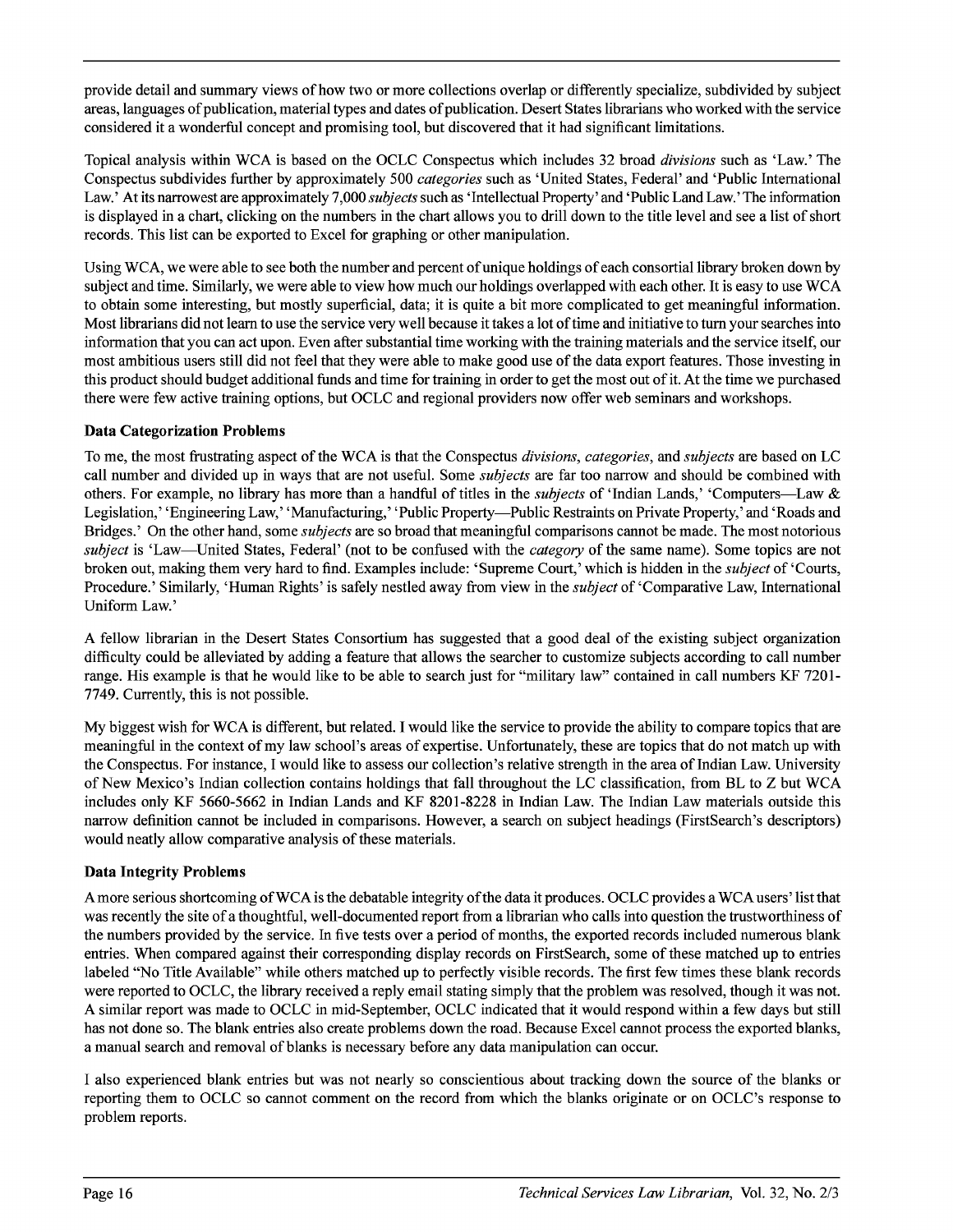provide detail and summary views of how two or more collections overlap or differently specialize, subdivided by subject areas, languages of publication, material types and dates of publication. Desert States librarians who worked with the service considered it a wonderful concept and promising tool, but discovered that it had significant limitations.

Topical analysis within WCA is based on the OCLC Conspectus which includes 32 broad *divisions* such as 'Law.' The Conspectus subdivides further by approximately 500 *categories* such as 'United States, Federal' and 'Public International Law.' At its narrowest are approximately 7,000 *subjects* such as 'Intellectual Property' and 'Public Land Law.' The information is displayed in a chart, clicking on the numbers in the chart allows you to drill down to the title level and see a list of short records. This list can be exported to Excel for graphing or other manipulation.

Using WCA, we were able to see both the number and percent of unique holdings of each consortial library broken down by subject and time. Similarly, we were able to view how much our holdings overlapped with each other. It is easy to use WCA to obtain some interesting, but mostly superficial, data; it is quite a bit more complicated to get meaningful information. Most librarians did not learn to use the service very well because it takes a lot of time and initiative to turn your searches into information that you can act upon. Even after substantial time working with the training materials and the service itself, our most ambitious users still did not feel that they were able to make good use of the data export features. Those investing in this product should budget additional funds and time for training in order to get the most out of it. At the time we purchased there were few active training options, but OCLC and regional providers now offer web seminars and workshops.

**Data Categorization Problems**

To me, the most frustrating aspect of the WCA is that the Conspectus *divisions*, *categories*, and *subjects* are based on LC call number and divided up in ways that are not useful. Some *subjects* are far too narrow and should be combined with others. For example, no library has more than a handful of titles in the *subjects* of 'Indian Lands,' 'Computers—Law & Legislation,' 'Engineering Law,' 'Manufacturing,' 'Public Property—Public Restraints on Private Property,' and 'Roads and Bridges.' On the other hand, some *subjects* are so broad that meaningful comparisons cannot be made. The most notorious *subject* is 'Law—United States, Federal' (not to be confused with the *category* of the same name). Some topics are not broken out, making them very hard to find. Examples include: 'Supreme Court,' which is hidden in the *subject* of 'Courts, Procedure.' Similarly, 'Human Rights' is safely nestled away from view in the *subject* of 'Comparative Law, International Uniform Law.'

A fellow librarian in the Desert States Consortium has suggested that a good deal of the existing subject organization difficulty could be alleviated by adding a feature that allows the searcher to customize subjects according to call number range. His example is that he would like to be able to search just for "military law" contained in call numbers KF 7201-7749. Currently, this is not possible.

My biggest wish for WCA is different, but related. I would like the service to provide the ability to compare topics that are meaningful in the context of my law school's areas of expertise. Unfortunately, these are topics that do not match up with the Conspectus. For instance, I would like to assess our collection's relative strength in the area of Indian Law. University of New Mexico's Indian collection contains holdings that fall throughout the LC classification, from BL to Z but WCA includes only KF 5660-5662 in Indian Lands and KF 8201-8228 in Indian Law. The Indian Law materials outside this narrow definition cannot be included in comparisons. However, a search on subject headings (FirstSearch's descriptors) would neatly allow comparative analysis of these materials.

**Data Integrity Problems**

A more serious shortcoming of WCA is the debatable integrity of the data it produces. OCLC provides a WCA users' list that was recently the site of a thoughtful, well-documented report from a librarian who calls into question the trustworthiness of the numbers provided by the service. In five tests over a period of months, the exported records included numerous blank entries. When compared against their corresponding display records on FirstSearch, some of these matched up to entries labeled "No Title Available" while others matched up to perfectly visible records. The first few times these blank records were reported to OCLC, the library received a reply email stating simply that the problem was resolved, though it was not. A similar report was made to OCLC in mid-September, OCLC indicated that it would respond within a few days but still has not done so. The blank entries also create problems down the road. Because Excel cannot process the exported blanks, a manual search and removal of blanks is necessary before any data manipulation can occur.

I also experienced blank entries but was not nearly so conscientious about tracking down the source of the blanks or reporting them to OCLC so cannot comment on the record from which the blanks originate or on OCLC's response to problem reports.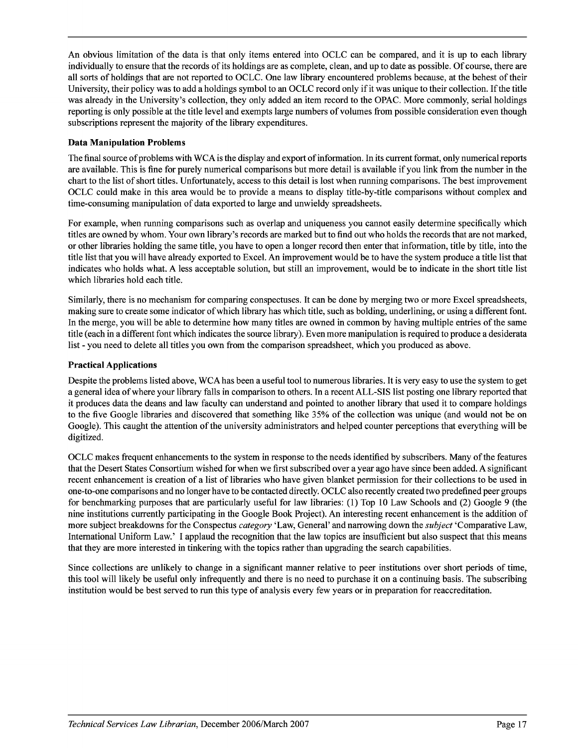An obvious limitation of the data is that only items entered into OCLC can be compared, and it is up to each library individually to ensure that the records of its holdings are as complete, clean, and up to date as possible. Of course, there are all sorts of holdings that are not reported to OCLC. One law library encountered problems because, at the behest of their University, their policy was to add a holdings symbol to an OCLC record only if it was unique to their collection. If the title was already in the University's collection, they only added an item record to the OPAC. More commonly, serial holdings reporting is only possible at the title level and exempts large numbers of volumes from possible consideration even though subscriptions represent the majority of the library expenditures.

**Data Manipulation Problems**

The final source of problems with WCA is the display and export of information. In its current format, only numerical reports are available. This is fine for purely numerical comparisons but more detail is available if you link from the number in the chart to the list of short titles. Unfortunately, access to this detail is lost when running comparisons. The best improvement OCLC could make in this area would be to provide a means to display title-by-title comparisons without complex and time-consuming manipulation of data exported to large and unwieldy spreadsheets.

For example, when running comparisons such as overlap and uniqueness you cannot easily determine specifically which titles are owned by whom. Your own library's records are marked but to find out who holds the records that are not marked, or other libraries holding the same title, you have to open a longer record then enter that information, title by title, into the title list that you will have already exported to Excel. An improvement would be to have the system produce a title list that indicates who holds what. A less acceptable solution, but still an improvement, would be to indicate in the short title list which libraries hold each title.

Similarly, there is no mechanism for comparing conspectuses. It can be done by merging two or more Excel spreadsheets, making sure to create some indicator of which library has which title, such as bolding, underlining, or using a different font. In the merge, you will be able to determine how many titles are owned in common by having multiple entries of the same title (each in a different font which indicates the source library). Even more manipulation is required to produce a desiderata list - you need to delete all titles you own from the comparison spreadsheet, which you produced as above.

**Practical Applications**

Despite the problems listed above, WCA has been a useful tool to numerous libraries. It is very easy to use the system to get a general idea of where your library falls in comparison to others. In a recent ALL-SIS list posting one library reported that it produces data the deans and law faculty can understand and pointed to another library that used it to compare holdings to the five Google libraries and discovered that something like 35% of the collection was unique (and would not be on Google). This caught the attention of the university administrators and helped counter perceptions that everything will be digitized.

OCLC makes frequent enhancements to the system in response to the needs identified by subscribers. Many of the features that the Desert States Consortium wished for when we first subscribed over a year ago have since been added. A significant recent enhancement is creation of a list of libraries who have given blanket permission for their collections to be used in one-to-one comparisons and no longer have to be contacted directly. OCLC also recently created two predefined peer groups for benchmarking purposes that are particularly useful for law libraries: (1) Top 10 Law Schools and (2) Google 9 (the nine institutions currently participating in the Google Book Project). An interesting recent enhancement is the addition of more subject breakdowns for the Conspectus *category* 'Law, General' and narrowing down the *subject* 'Comparative Law, International Uniform Law.' I applaud the recognition that the law topics are insufficient but also suspect that this means that they are more interested in tinkering with the topics rather than upgrading the search capabilities.

Since collections are unlikely to change in a significant manner relative to peer institutions over short periods of time, this tool will likely be useful only infrequently and there is no need to purchase it on a continuing basis. The subscribing institution would be best served to run this type of analysis every few years or in preparation for reaccreditation.